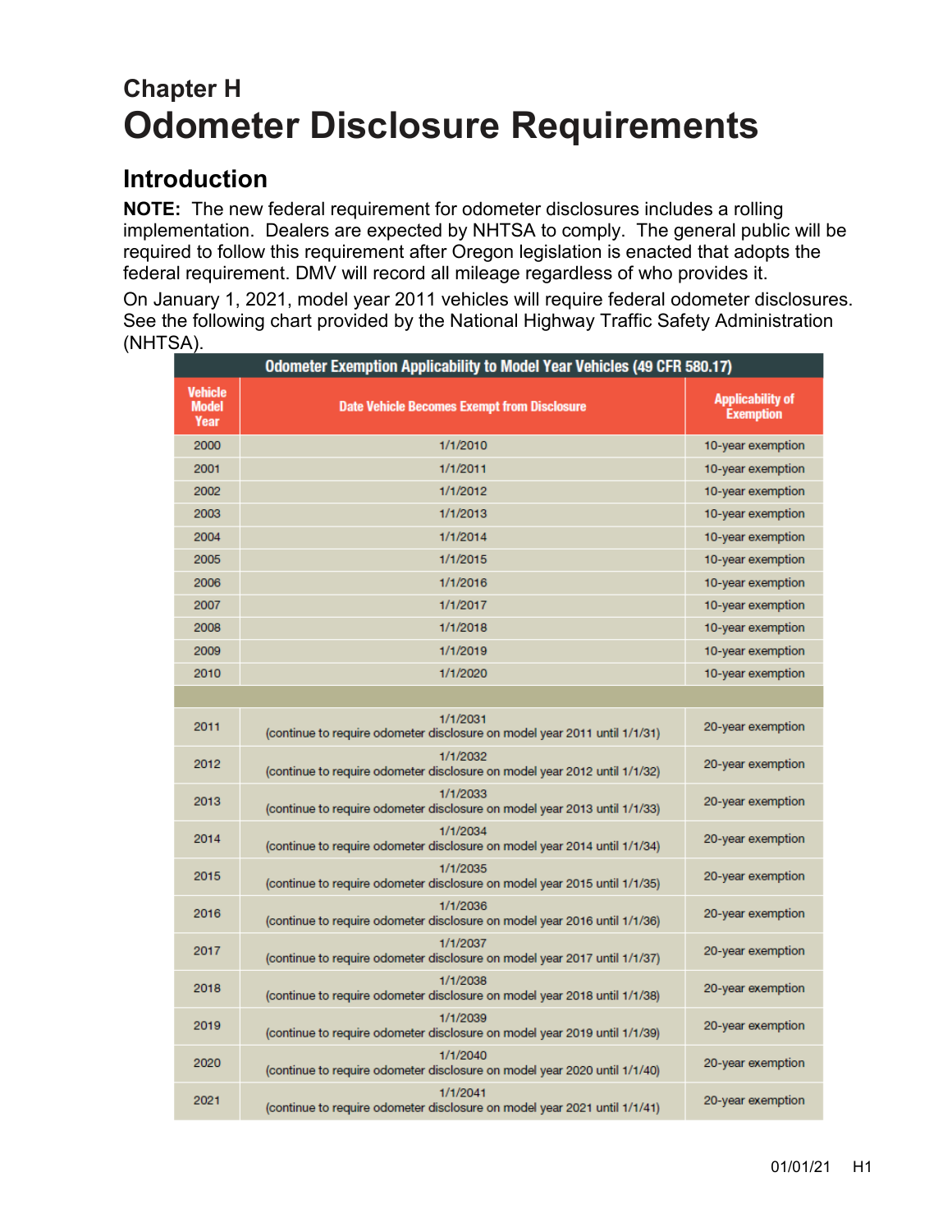# Chapter H
# Odometer Disclosure Requirements

## Introduction

**NOTE:** The new federal requirement for odometer disclosures includes a rolling implementation. Dealers are expected by NHTSA to comply. The general public will be required to follow this requirement after Oregon legislation is enacted that adopts the federal requirement. DMV will record all mileage regardless of who provides it.

On January 1, 2021, model year 2011 vehicles will require federal odometer disclosures. See the following chart provided by the National Highway Traffic Safety Administration (NHTSA).

**Odometer Exemption Applicability to Model Year Vehicles (49 CFR 580.17)**

| Vehicle Model Year | Date Vehicle Becomes Exempt from Disclosure | Applicability of Exemption |
|---|---|---|
| 2000 | 1/1/2010 | 10-year exemption |
| 2001 | 1/1/2011 | 10-year exemption |
| 2002 | 1/1/2012 | 10-year exemption |
| 2003 | 1/1/2013 | 10-year exemption |
| 2004 | 1/1/2014 | 10-year exemption |
| 2005 | 1/1/2015 | 10-year exemption |
| 2006 | 1/1/2016 | 10-year exemption |
| 2007 | 1/1/2017 | 10-year exemption |
| 2008 | 1/1/2018 | 10-year exemption |
| 2009 | 1/1/2019 | 10-year exemption |
| 2010 | 1/1/2020 | 10-year exemption |
| | | |
| 2011 | 1/1/2031 (continue to require odometer disclosure on model year 2011 until 1/1/31) | 20-year exemption |
| 2012 | 1/1/2032 (continue to require odometer disclosure on model year 2012 until 1/1/32) | 20-year exemption |
| 2013 | 1/1/2033 (continue to require odometer disclosure on model year 2013 until 1/1/33) | 20-year exemption |
| 2014 | 1/1/2034 (continue to require odometer disclosure on model year 2014 until 1/1/34) | 20-year exemption |
| 2015 | 1/1/2035 (continue to require odometer disclosure on model year 2015 until 1/1/35) | 20-year exemption |
| 2016 | 1/1/2036 (continue to require odometer disclosure on model year 2016 until 1/1/36) | 20-year exemption |
| 2017 | 1/1/2037 (continue to require odometer disclosure on model year 2017 until 1/1/37) | 20-year exemption |
| 2018 | 1/1/2038 (continue to require odometer disclosure on model year 2018 until 1/1/38) | 20-year exemption |
| 2019 | 1/1/2039 (continue to require odometer disclosure on model year 2019 until 1/1/39) | 20-year exemption |
| 2020 | 1/1/2040 (continue to require odometer disclosure on model year 2020 until 1/1/40) | 20-year exemption |
| 2021 | 1/1/2041 (continue to require odometer disclosure on model year 2021 until 1/1/41) | 20-year exemption |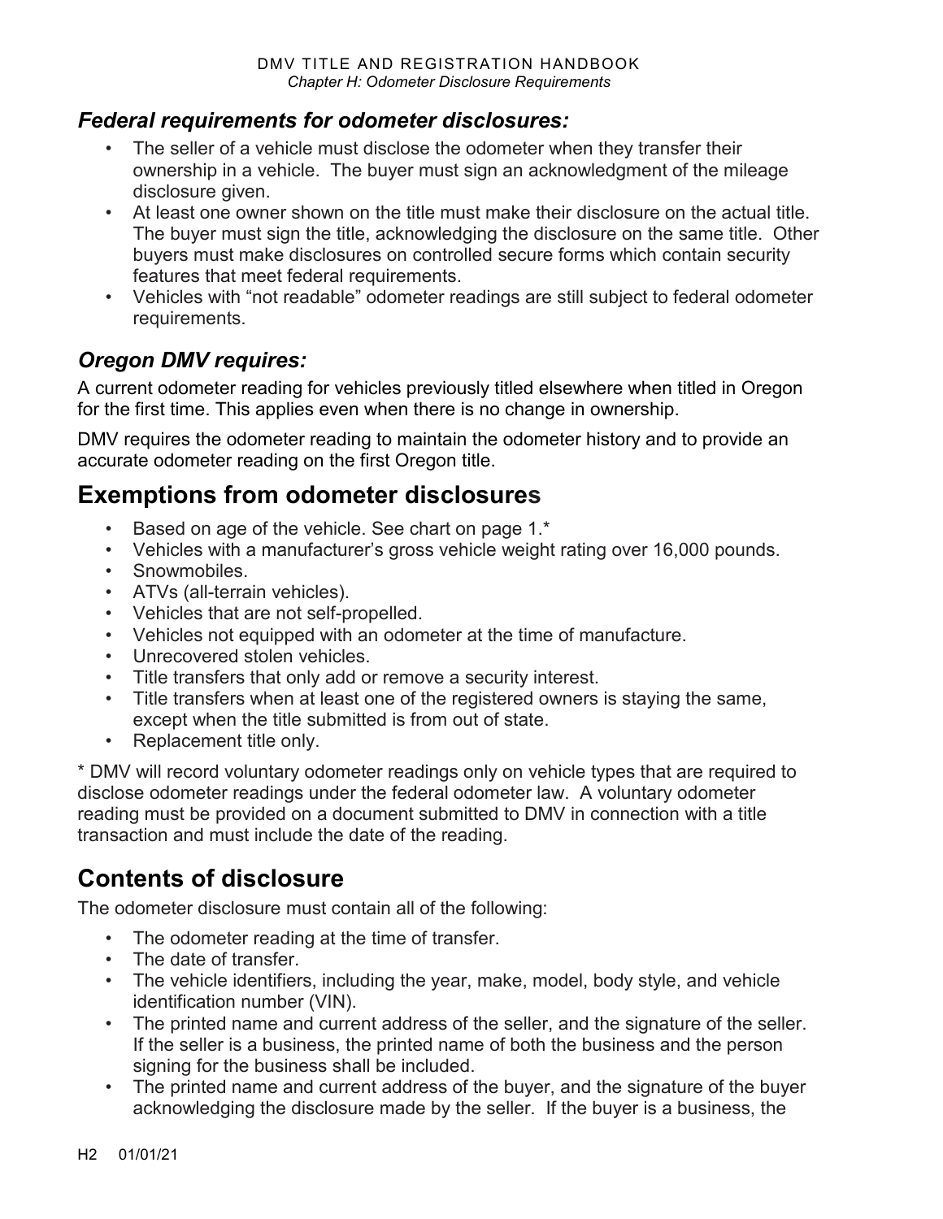### *Federal requirements for odometer disclosures:*

- The seller of a vehicle must disclose the odometer when they transfer their ownership in a vehicle. The buyer must sign an acknowledgment of the mileage disclosure given.
- At least one owner shown on the title must make their disclosure on the actual title. The buyer must sign the title, acknowledging the disclosure on the same title. Other buyers must make disclosures on controlled secure forms which contain security features that meet federal requirements.
- Vehicles with "not readable" odometer readings are still subject to federal odometer requirements.

### *Oregon DMV requires:*

A current odometer reading for vehicles previously titled elsewhere when titled in Oregon for the first time. This applies even when there is no change in ownership.

DMV requires the odometer reading to maintain the odometer history and to provide an accurate odometer reading on the first Oregon title.

## Exemptions from odometer disclosures

- Based on age of the vehicle. See chart on page 1.*
- Vehicles with a manufacturer's gross vehicle weight rating over 16,000 pounds.
- Snowmobiles.
- ATVs (all-terrain vehicles).
- Vehicles that are not self-propelled.
- Vehicles not equipped with an odometer at the time of manufacture.
- Unrecovered stolen vehicles.
- Title transfers that only add or remove a security interest.
- Title transfers when at least one of the registered owners is staying the same, except when the title submitted is from out of state.
- Replacement title only.

* DMV will record voluntary odometer readings only on vehicle types that are required to disclose odometer readings under the federal odometer law. A voluntary odometer reading must be provided on a document submitted to DMV in connection with a title transaction and must include the date of the reading.

## Contents of disclosure

The odometer disclosure must contain all of the following:

- The odometer reading at the time of transfer.
- The date of transfer.
- The vehicle identifiers, including the year, make, model, body style, and vehicle identification number (VIN).
- The printed name and current address of the seller, and the signature of the seller. If the seller is a business, the printed name of both the business and the person signing for the business shall be included.
- The printed name and current address of the buyer, and the signature of the buyer acknowledging the disclosure made by the seller. If the buyer is a business, the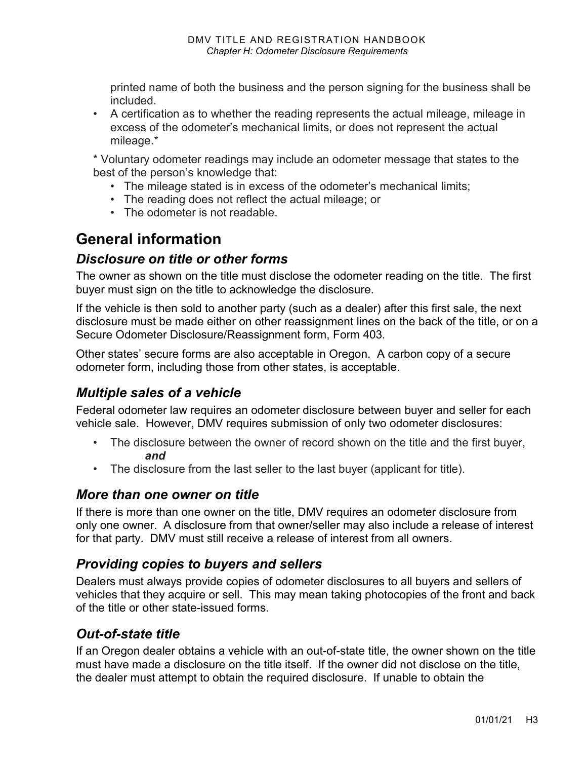printed name of both the business and the person signing for the business shall be included.

- A certification as to whether the reading represents the actual mileage, mileage in excess of the odometer's mechanical limits, or does not represent the actual mileage.*

* Voluntary odometer readings may include an odometer message that states to the best of the person's knowledge that:

  - The mileage stated is in excess of the odometer's mechanical limits;
  - The reading does not reflect the actual mileage; or
  - The odometer is not readable.

# General information

## *Disclosure on title or other forms*

The owner as shown on the title must disclose the odometer reading on the title. The first buyer must sign on the title to acknowledge the disclosure.

If the vehicle is then sold to another party (such as a dealer) after this first sale, the next disclosure must be made either on other reassignment lines on the back of the title, or on a Secure Odometer Disclosure/Reassignment form, Form 403.

Other states' secure forms are also acceptable in Oregon. A carbon copy of a secure odometer form, including those from other states, is acceptable.

## *Multiple sales of a vehicle*

Federal odometer law requires an odometer disclosure between buyer and seller for each vehicle sale. However, DMV requires submission of only two odometer disclosures:

- The disclosure between the owner of record shown on the title and the first buyer, ***and***
- The disclosure from the last seller to the last buyer (applicant for title).

## *More than one owner on title*

If there is more than one owner on the title, DMV requires an odometer disclosure from only one owner. A disclosure from that owner/seller may also include a release of interest for that party. DMV must still receive a release of interest from all owners.

## *Providing copies to buyers and sellers*

Dealers must always provide copies of odometer disclosures to all buyers and sellers of vehicles that they acquire or sell. This may mean taking photocopies of the front and back of the title or other state-issued forms.

## *Out-of-state title*

If an Oregon dealer obtains a vehicle with an out-of-state title, the owner shown on the title must have made a disclosure on the title itself. If the owner did not disclose on the title, the dealer must attempt to obtain the required disclosure. If unable to obtain the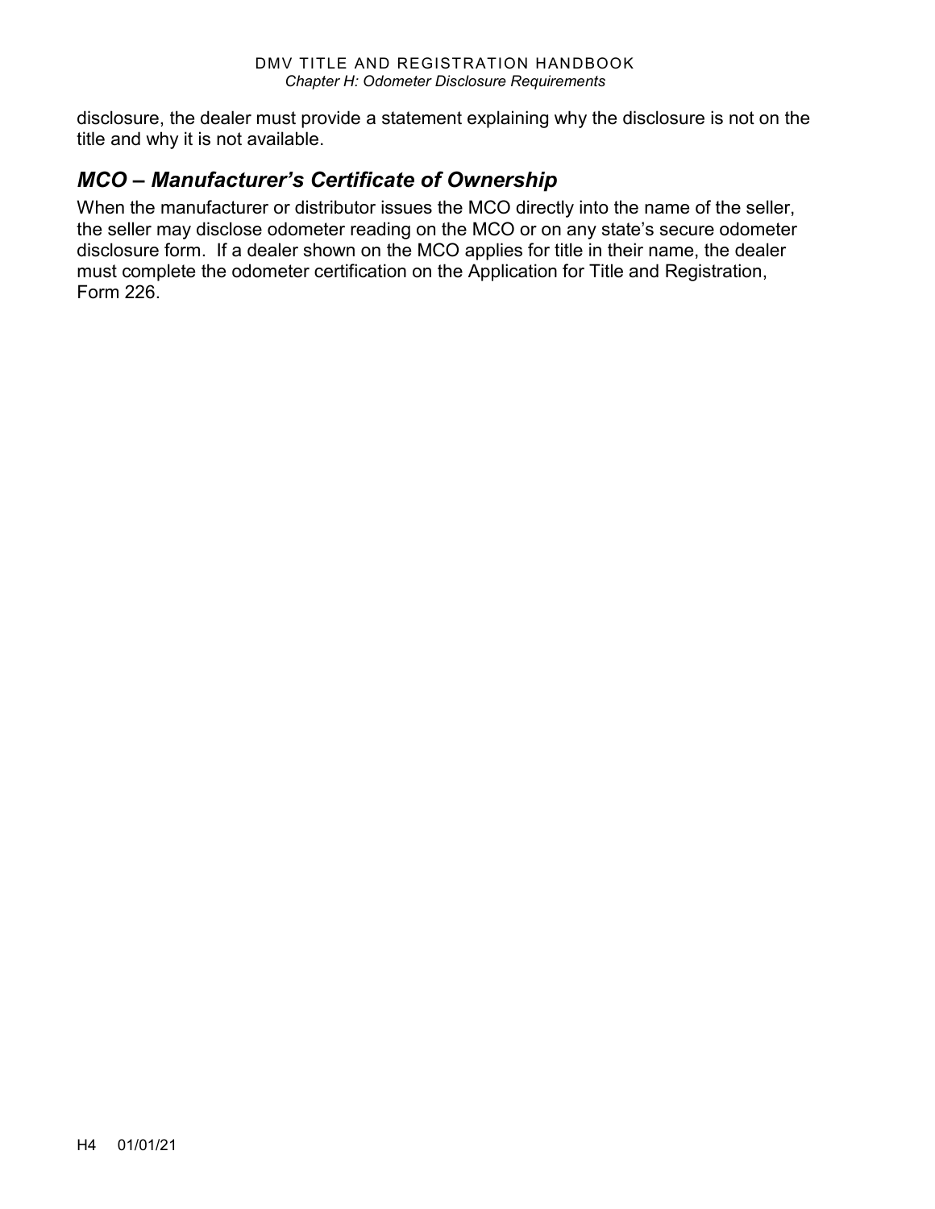disclosure, the dealer must provide a statement explaining why the disclosure is not on the title and why it is not available.

## *MCO – Manufacturer's Certificate of Ownership*

When the manufacturer or distributor issues the MCO directly into the name of the seller, the seller may disclose odometer reading on the MCO or on any state's secure odometer disclosure form. If a dealer shown on the MCO applies for title in their name, the dealer must complete the odometer certification on the Application for Title and Registration, Form 226.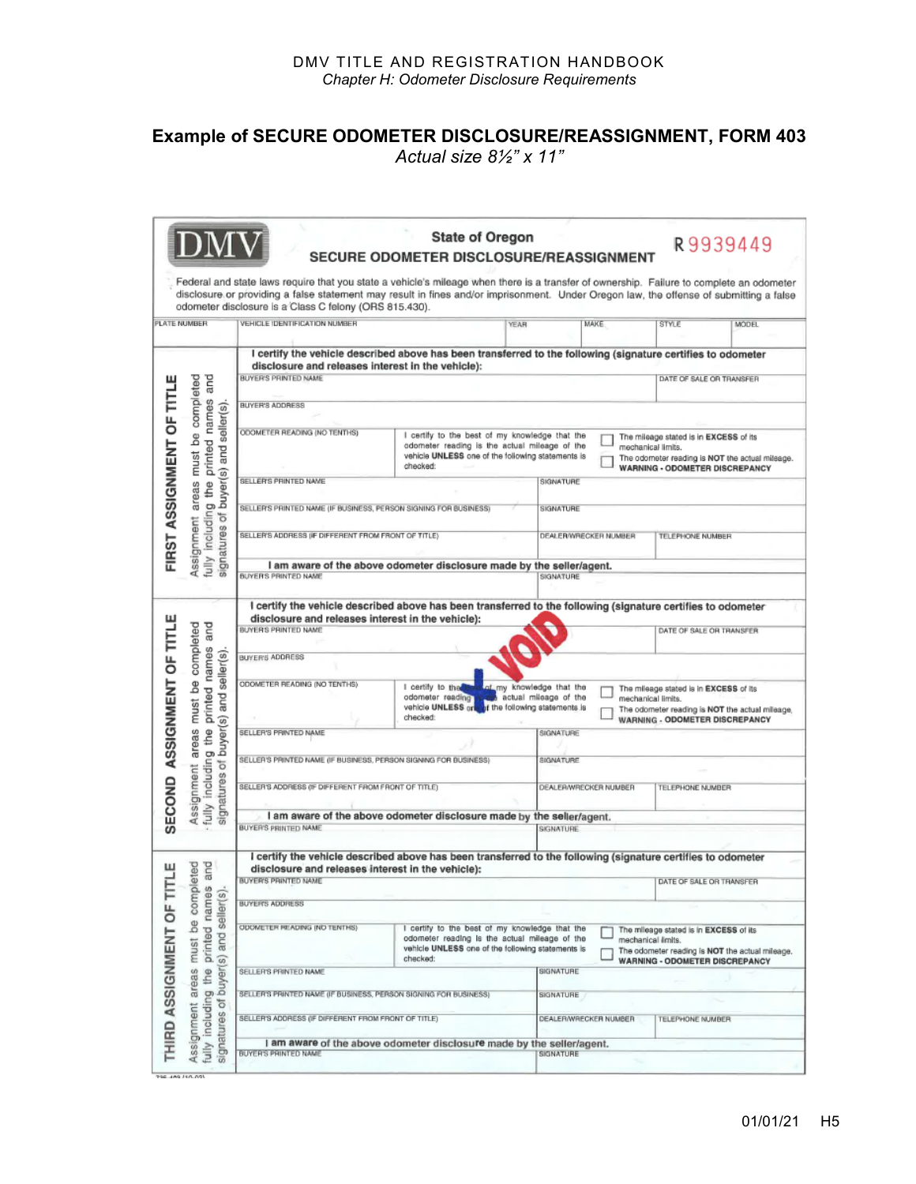# Example of SECURE ODOMETER DISCLOSURE/REASSIGNMENT, FORM 403

*Actual size 8½" x 11"*

**DMV**

**State of Oregon**

**SECURE ODOMETER DISCLOSURE/REASSIGNMENT**

R9939449

Federal and state laws require that you state a vehicle's mileage when there is a transfer of ownership. Failure to complete an odometer disclosure or providing a false statement may result in fines and/or imprisonment. Under Oregon law, the offense of submitting a false odometer disclosure is a Class C felony (ORS 815.430).

| PLATE NUMBER | VEHICLE IDENTIFICATION NUMBER | YEAR | MAKE | STYLE | MODEL |
|---|---|---|---|---|---|
| | | | | | |

## FIRST ASSIGNMENT OF TITLE

*Assignment areas must be completed fully including the printed names and signatures of buyer(s) and seller(s).*

**I certify the vehicle described above has been transferred to the following (signature certifies to odometer disclosure and releases interest in the vehicle):**

| | | |
|---|---|---|
| BUYER'S PRINTED NAME | | DATE OF SALE OR TRANSFER |
| BUYER'S ADDRESS | | |
| ODOMETER READING (NO TENTHS) | I certify to the best of my knowledge that the odometer reading is the actual mileage of the vehicle **UNLESS** one of the following statements is checked: | ☐ The mileage stated is in **EXCESS** of its mechanical limits. ☐ The odometer reading is **NOT** the actual mileage. **WARNING - ODOMETER DISCREPANCY** |
| SELLER'S PRINTED NAME | SIGNATURE | |
| SELLER'S PRINTED NAME (IF BUSINESS, PERSON SIGNING FOR BUSINESS) | SIGNATURE | |
| SELLER'S ADDRESS (IF DIFFERENT FROM FRONT OF TITLE) | DEALER/WRECKER NUMBER | TELEPHONE NUMBER |

**I am aware of the above odometer disclosure made by the seller/agent.**

| BUYER'S PRINTED NAME | SIGNATURE |
|---|---|
| | |

## SECOND ASSIGNMENT OF TITLE

*Assignment areas must be completed fully including the printed names and signatures of buyer(s) and seller(s).*

VOID

**I certify the vehicle described above has been transferred to the following (signature certifies to odometer disclosure and releases interest in the vehicle):**

| | | |
|---|---|---|
| BUYER'S PRINTED NAME | | DATE OF SALE OR TRANSFER |
| BUYER'S ADDRESS | | |
| ODOMETER READING (NO TENTHS) | I certify to the best of my knowledge that the odometer reading is the actual mileage of the vehicle **UNLESS** one of the following statements is checked: | ☐ The mileage stated is in **EXCESS** of its mechanical limits. ☐ The odometer reading is **NOT** the actual mileage. **WARNING - ODOMETER DISCREPANCY** |
| SELLER'S PRINTED NAME | SIGNATURE | |
| SELLER'S PRINTED NAME (IF BUSINESS, PERSON SIGNING FOR BUSINESS) | SIGNATURE | |
| SELLER'S ADDRESS (IF DIFFERENT FROM FRONT OF TITLE) | DEALER/WRECKER NUMBER | TELEPHONE NUMBER |

**I am aware of the above odometer disclosure made by the seller/agent.**

| BUYER'S PRINTED NAME | SIGNATURE |
|---|---|
| | |

## THIRD ASSIGNMENT OF TITLE

*Assignment areas must be completed fully including the printed names and signatures of buyer(s) and seller(s).*

**I certify the vehicle described above has been transferred to the following (signature certifies to odometer disclosure and releases interest in the vehicle):**

| | | |
|---|---|---|
| BUYER'S PRINTED NAME | | DATE OF SALE OR TRANSFER |
| BUYER'S ADDRESS | | |
| ODOMETER READING (NO TENTHS) | I certify to the best of my knowledge that the odometer reading is the actual mileage of the vehicle **UNLESS** one of the following statements is checked: | ☐ The mileage stated is in **EXCESS** of its mechanical limits. ☐ The odometer reading is **NOT** the actual mileage. **WARNING - ODOMETER DISCREPANCY** |
| SELLER'S PRINTED NAME | SIGNATURE | |
| SELLER'S PRINTED NAME (IF BUSINESS, PERSON SIGNING FOR BUSINESS) | SIGNATURE | |
| SELLER'S ADDRESS (IF DIFFERENT FROM FRONT OF TITLE) | DEALER/WRECKER NUMBER | TELEPHONE NUMBER |

**I am aware of the above odometer disclosure made by the seller/agent.**

| BUYER'S PRINTED NAME | SIGNATURE |
|---|---|
| | |

735-403 (10-03)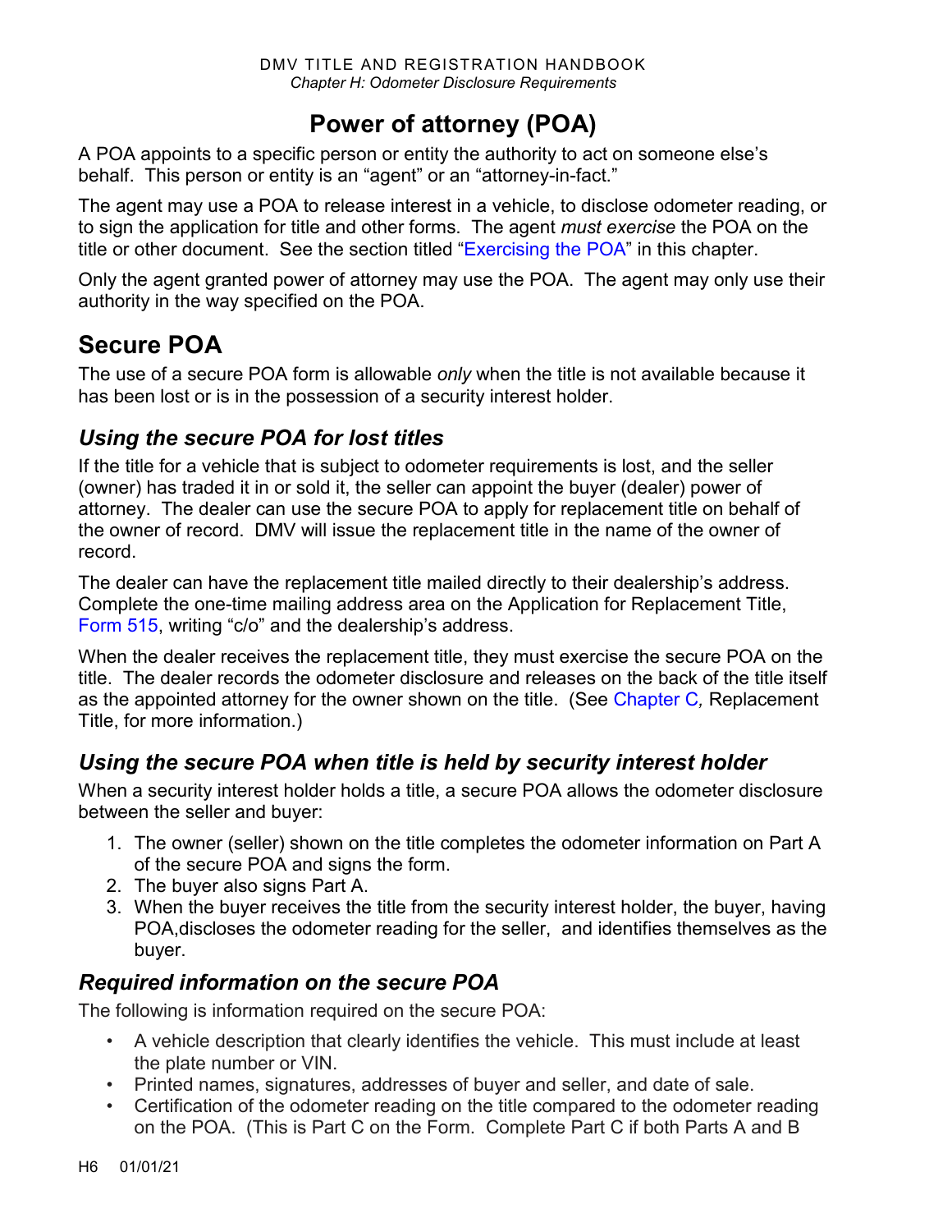// Chapter H: Odometer Disclosure Requirements

# Power of attorney (POA)

A POA appoints to a specific person or entity the authority to act on someone else's behalf. This person or entity is an "agent" or an "attorney-in-fact."

The agent may use a POA to release interest in a vehicle, to disclose odometer reading, or to sign the application for title and other forms. The agent *must exercise* the POA on the title or other document. See the section titled "Exercising the POA" in this chapter.

Only the agent granted power of attorney may use the POA. The agent may only use their authority in the way specified on the POA.

## Secure POA

The use of a secure POA form is allowable *only* when the title is not available because it has been lost or is in the possession of a security interest holder.

### *Using the secure POA for lost titles*

If the title for a vehicle that is subject to odometer requirements is lost, and the seller (owner) has traded it in or sold it, the seller can appoint the buyer (dealer) power of attorney. The dealer can use the secure POA to apply for replacement title on behalf of the owner of record. DMV will issue the replacement title in the name of the owner of record.

The dealer can have the replacement title mailed directly to their dealership's address. Complete the one-time mailing address area on the Application for Replacement Title, Form 515, writing "c/o" and the dealership's address.

When the dealer receives the replacement title, they must exercise the secure POA on the title. The dealer records the odometer disclosure and releases on the back of the title itself as the appointed attorney for the owner shown on the title. (See Chapter C*,* Replacement Title, for more information.)

### *Using the secure POA when title is held by security interest holder*

When a security interest holder holds a title, a secure POA allows the odometer disclosure between the seller and buyer:

1. The owner (seller) shown on the title completes the odometer information on Part A of the secure POA and signs the form.
2. The buyer also signs Part A.
3. When the buyer receives the title from the security interest holder, the buyer, having POA,discloses the odometer reading for the seller, and identifies themselves as the buyer.

### *Required information on the secure POA*

The following is information required on the secure POA:

- A vehicle description that clearly identifies the vehicle. This must include at least the plate number or VIN.
- Printed names, signatures, addresses of buyer and seller, and date of sale.
- Certification of the odometer reading on the title compared to the odometer reading on the POA. (This is Part C on the Form. Complete Part C if both Parts A and B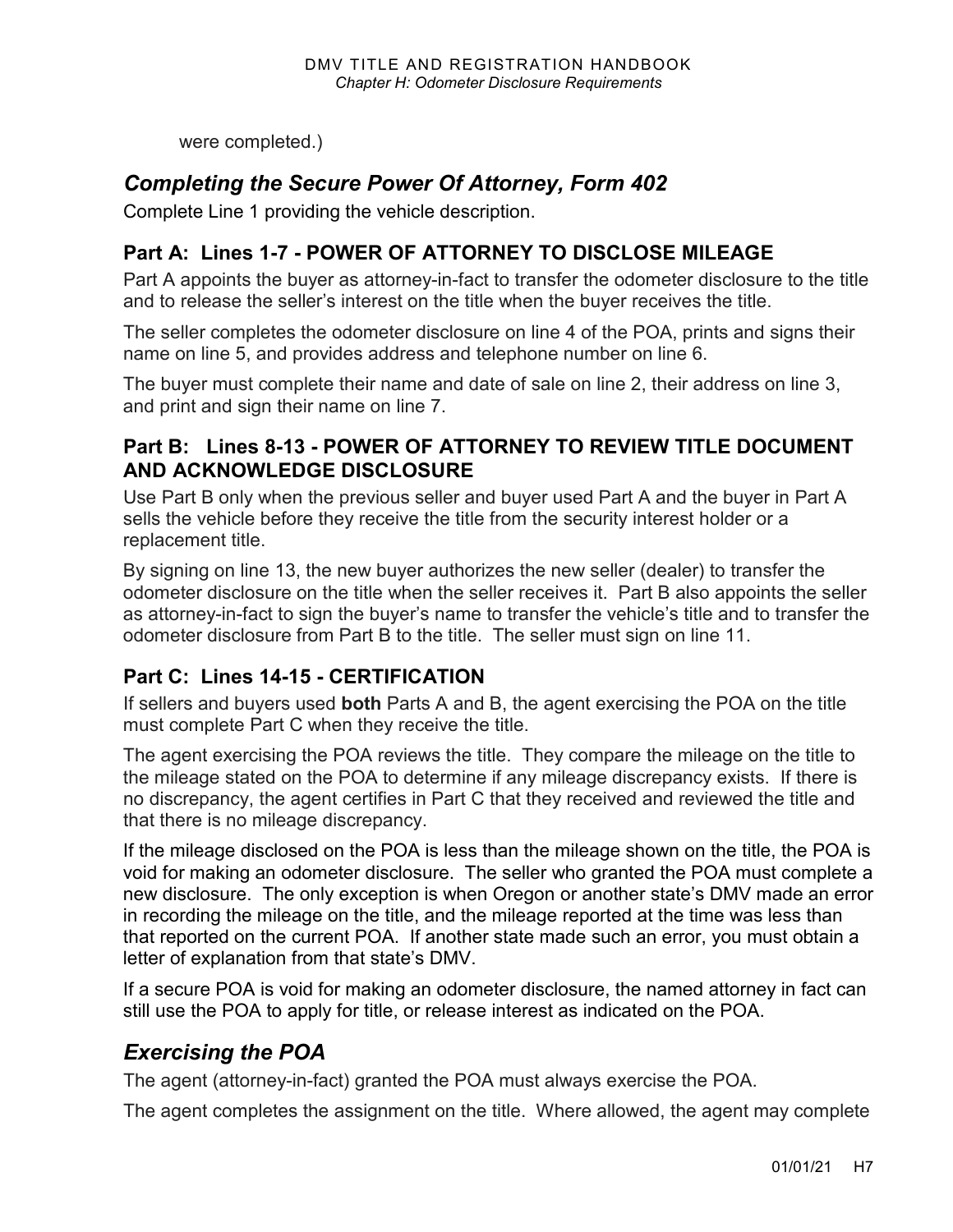were completed.)

## *Completing the Secure Power Of Attorney, Form 402*

Complete Line 1 providing the vehicle description.

### Part A: Lines 1-7 - POWER OF ATTORNEY TO DISCLOSE MILEAGE

Part A appoints the buyer as attorney-in-fact to transfer the odometer disclosure to the title and to release the seller's interest on the title when the buyer receives the title.

The seller completes the odometer disclosure on line 4 of the POA, prints and signs their name on line 5, and provides address and telephone number on line 6.

The buyer must complete their name and date of sale on line 2, their address on line 3, and print and sign their name on line 7.

### Part B: Lines 8-13 - POWER OF ATTORNEY TO REVIEW TITLE DOCUMENT AND ACKNOWLEDGE DISCLOSURE

Use Part B only when the previous seller and buyer used Part A and the buyer in Part A sells the vehicle before they receive the title from the security interest holder or a replacement title.

By signing on line 13, the new buyer authorizes the new seller (dealer) to transfer the odometer disclosure on the title when the seller receives it. Part B also appoints the seller as attorney-in-fact to sign the buyer's name to transfer the vehicle's title and to transfer the odometer disclosure from Part B to the title. The seller must sign on line 11.

### Part C: Lines 14-15 - CERTIFICATION

If sellers and buyers used **both** Parts A and B, the agent exercising the POA on the title must complete Part C when they receive the title.

The agent exercising the POA reviews the title. They compare the mileage on the title to the mileage stated on the POA to determine if any mileage discrepancy exists. If there is no discrepancy, the agent certifies in Part C that they received and reviewed the title and that there is no mileage discrepancy.

If the mileage disclosed on the POA is less than the mileage shown on the title, the POA is void for making an odometer disclosure. The seller who granted the POA must complete a new disclosure. The only exception is when Oregon or another state's DMV made an error in recording the mileage on the title, and the mileage reported at the time was less than that reported on the current POA. If another state made such an error, you must obtain a letter of explanation from that state's DMV.

If a secure POA is void for making an odometer disclosure, the named attorney in fact can still use the POA to apply for title, or release interest as indicated on the POA.

## *Exercising the POA*

The agent (attorney-in-fact) granted the POA must always exercise the POA.

The agent completes the assignment on the title. Where allowed, the agent may complete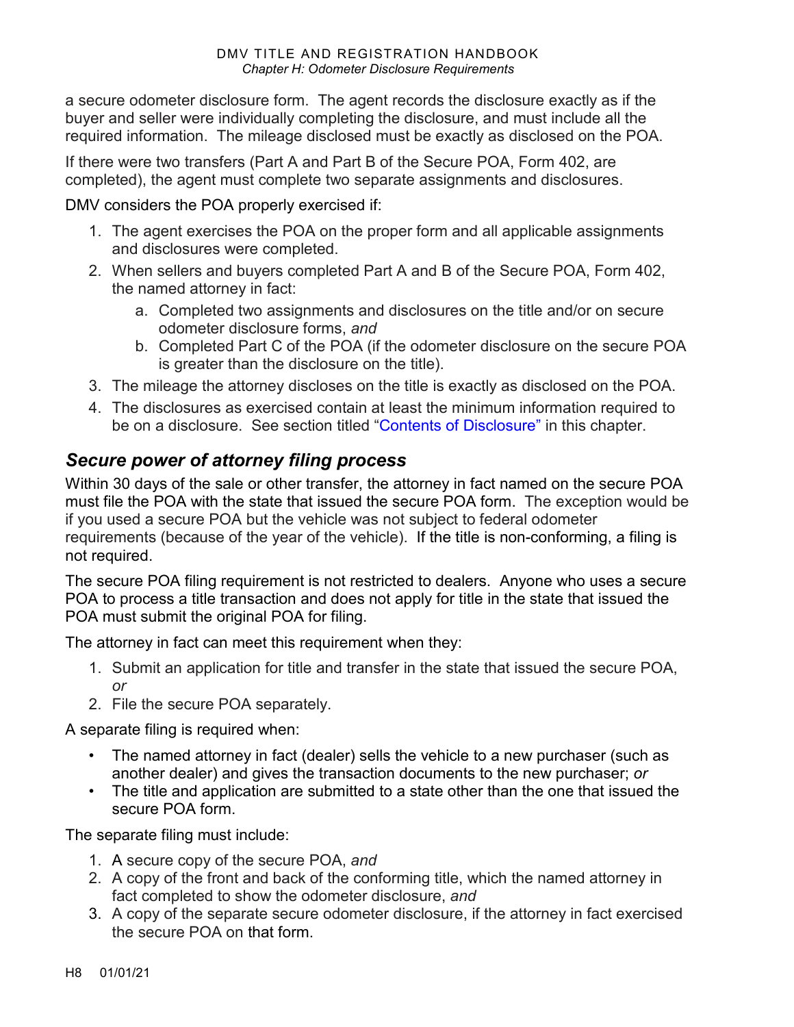a secure odometer disclosure form. The agent records the disclosure exactly as if the buyer and seller were individually completing the disclosure, and must include all the required information. The mileage disclosed must be exactly as disclosed on the POA.

If there were two transfers (Part A and Part B of the Secure POA, Form 402, are completed), the agent must complete two separate assignments and disclosures.

DMV considers the POA properly exercised if:

1. The agent exercises the POA on the proper form and all applicable assignments and disclosures were completed.
2. When sellers and buyers completed Part A and B of the Secure POA, Form 402, the named attorney in fact:
   a. Completed two assignments and disclosures on the title and/or on secure odometer disclosure forms, *and*
   b. Completed Part C of the POA (if the odometer disclosure on the secure POA is greater than the disclosure on the title).
3. The mileage the attorney discloses on the title is exactly as disclosed on the POA.
4. The disclosures as exercised contain at least the minimum information required to be on a disclosure. See section titled "Contents of Disclosure" in this chapter.

## *Secure power of attorney filing process*

Within 30 days of the sale or other transfer, the attorney in fact named on the secure POA must file the POA with the state that issued the secure POA form. The exception would be if you used a secure POA but the vehicle was not subject to federal odometer requirements (because of the year of the vehicle). If the title is non-conforming, a filing is not required.

The secure POA filing requirement is not restricted to dealers. Anyone who uses a secure POA to process a title transaction and does not apply for title in the state that issued the POA must submit the original POA for filing.

The attorney in fact can meet this requirement when they:

1. Submit an application for title and transfer in the state that issued the secure POA, *or*
2. File the secure POA separately.

A separate filing is required when:

- The named attorney in fact (dealer) sells the vehicle to a new purchaser (such as another dealer) and gives the transaction documents to the new purchaser; *or*
- The title and application are submitted to a state other than the one that issued the secure POA form.

The separate filing must include:

1. A secure copy of the secure POA, *and*
2. A copy of the front and back of the conforming title, which the named attorney in fact completed to show the odometer disclosure, *and*
3. A copy of the separate secure odometer disclosure, if the attorney in fact exercised the secure POA on that form.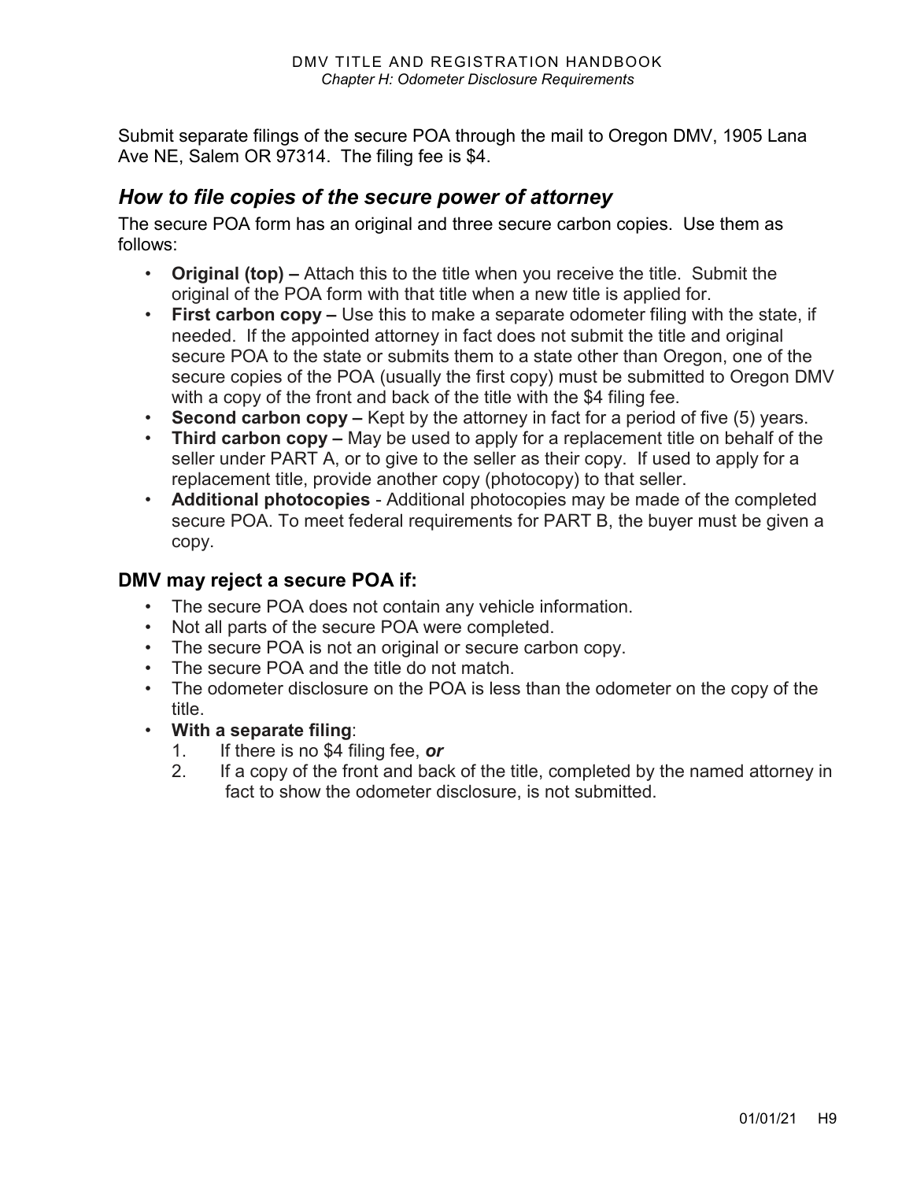Submit separate filings of the secure POA through the mail to Oregon DMV, 1905 Lana Ave NE, Salem OR 97314. The filing fee is $4.

## *How to file copies of the secure power of attorney*

The secure POA form has an original and three secure carbon copies. Use them as follows:

- **Original (top) –** Attach this to the title when you receive the title. Submit the original of the POA form with that title when a new title is applied for.
- **First carbon copy –** Use this to make a separate odometer filing with the state, if needed. If the appointed attorney in fact does not submit the title and original secure POA to the state or submits them to a state other than Oregon, one of the secure copies of the POA (usually the first copy) must be submitted to Oregon DMV with a copy of the front and back of the title with the $4 filing fee.
- **Second carbon copy –** Kept by the attorney in fact for a period of five (5) years.
- **Third carbon copy –** May be used to apply for a replacement title on behalf of the seller under PART A, or to give to the seller as their copy. If used to apply for a replacement title, provide another copy (photocopy) to that seller.
- **Additional photocopies** - Additional photocopies may be made of the completed secure POA. To meet federal requirements for PART B, the buyer must be given a copy.

### DMV may reject a secure POA if:

- The secure POA does not contain any vehicle information.
- Not all parts of the secure POA were completed.
- The secure POA is not an original or secure carbon copy.
- The secure POA and the title do not match.
- The odometer disclosure on the POA is less than the odometer on the copy of the title.
- **With a separate filing**:
  1. If there is no $4 filing fee, ***or***
  2. If a copy of the front and back of the title, completed by the named attorney in fact to show the odometer disclosure, is not submitted.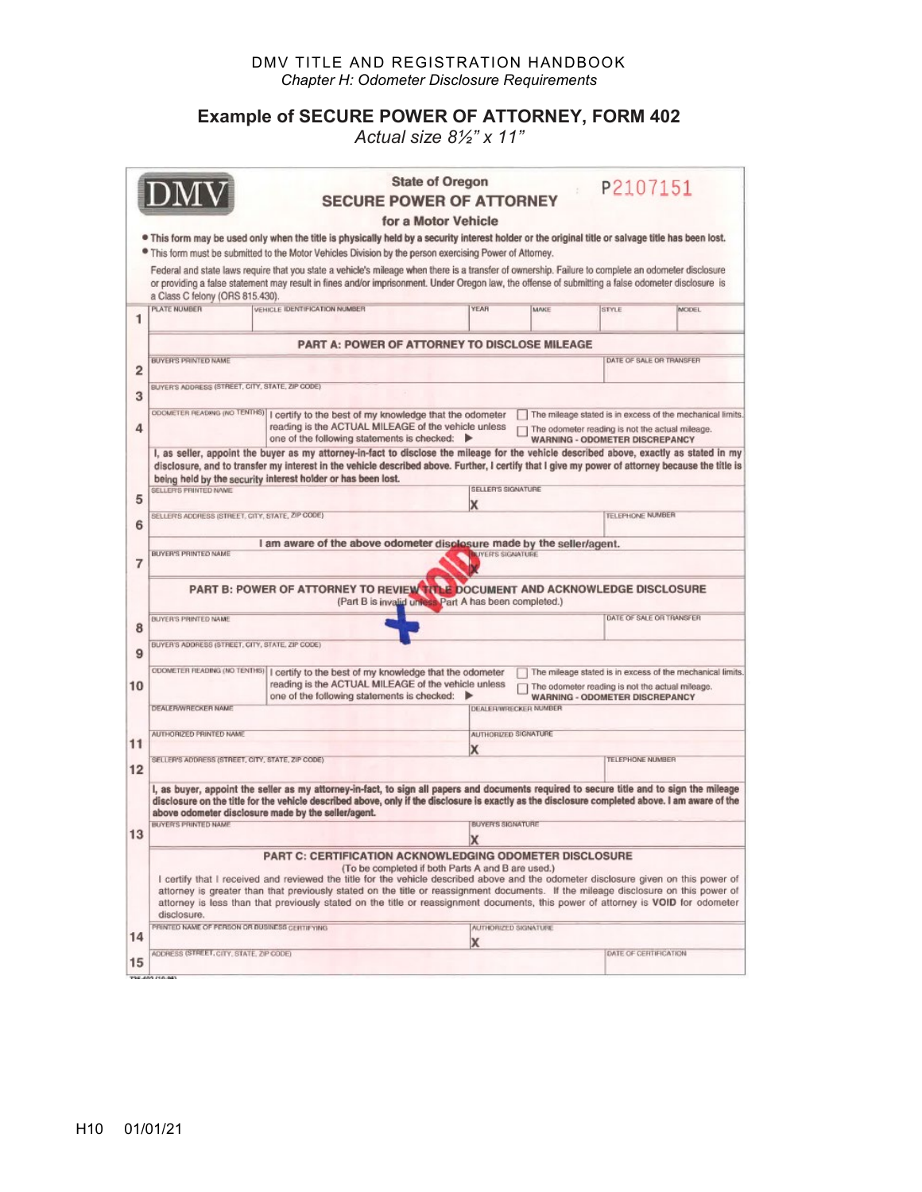# Example of SECURE POWER OF ATTORNEY, FORM 402

*Actual size 8½" x 11"*

DMV

**State of Oregon**
**SECURE POWER OF ATTORNEY**
**for a Motor Vehicle**

P2107151

- **This form may be used only when the title is physically held by a security interest holder or the original title or salvage title has been lost.**
- This form must be submitted to the Motor Vehicles Division by the person exercising Power of Attorney.

Federal and state laws require that you state a vehicle's mileage when there is a transfer of ownership. Failure to complete an odometer disclosure or providing a false statement may result in fines and/or imprisonment. Under Oregon law, the offense of submitting a false odometer disclosure is a Class C felony (ORS 815.430).

| 1 | PLATE NUMBER | VEHICLE IDENTIFICATION NUMBER | YEAR | MAKE | STYLE | MODEL |
|---|---|---|---|---|---|---|

**PART A: POWER OF ATTORNEY TO DISCLOSE MILEAGE**

| | | |
|---|---|---|
| 2 | BUYER'S PRINTED NAME | DATE OF SALE OR TRANSFER |
| 3 | BUYER'S ADDRESS (STREET, CITY, STATE, ZIP CODE) | |
| 4 | ODOMETER READING (NO TENTHS) — I certify to the best of my knowledge that the odometer reading is the ACTUAL MILEAGE of the vehicle unless one of the following statements is checked: ▶ | ☐ The mileage stated is in excess of the mechanical limits. ☐ The odometer reading is not the actual mileage. **WARNING - ODOMETER DISCREPANCY** |

**I, as seller, appoint the buyer as my attorney-in-fact to disclose the mileage for the vehicle described above, exactly as stated in my disclosure, and to transfer my interest in the vehicle described above. Further, I certify that I give my power of attorney because the title is being held by the security interest holder or has been lost.**

| | | |
|---|---|---|
| 5 | SELLER'S PRINTED NAME | SELLER'S SIGNATURE X |
| 6 | SELLER'S ADDRESS (STREET, CITY, STATE, ZIP CODE) | TELEPHONE NUMBER |

**I am aware of the above odometer disclosure made by the seller/agent.**

| | | |
|---|---|---|
| 7 | BUYER'S PRINTED NAME | BUYER'S SIGNATURE X |

VOID

**PART B: POWER OF ATTORNEY TO REVIEW TITLE DOCUMENT AND ACKNOWLEDGE DISCLOSURE**
(Part B is invalid unless Part A has been completed.)

| | | |
|---|---|---|
| 8 | BUYER'S PRINTED NAME | DATE OF SALE OR TRANSFER |
| 9 | BUYER'S ADDRESS (STREET, CITY, STATE, ZIP CODE) | |
| 10 | ODOMETER READING (NO TENTHS) — I certify to the best of my knowledge that the odometer reading is the ACTUAL MILEAGE of the vehicle unless one of the following statements is checked: ▶ | ☐ The mileage stated is in excess of the mechanical limits. ☐ The odometer reading is not the actual mileage. **WARNING - ODOMETER DISCREPANCY** |
| | DEALER/WRECKER NAME | DEALER/WRECKER NUMBER |
| 11 | AUTHORIZED PRINTED NAME | AUTHORIZED SIGNATURE X |
| 12 | SELLER'S ADDRESS (STREET, CITY, STATE, ZIP CODE) | TELEPHONE NUMBER |

**I, as buyer, appoint the seller as my attorney-in-fact, to sign all papers and documents required to secure title and to sign the mileage disclosure on the title for the vehicle described above, only if the disclosure is exactly as the disclosure completed above. I am aware of the above odometer disclosure made by the seller/agent.**

| | | |
|---|---|---|
| 13 | BUYER'S PRINTED NAME | BUYER'S SIGNATURE X |

**PART C: CERTIFICATION ACKNOWLEDGING ODOMETER DISCLOSURE**
(To be completed if both Parts A and B are used.)

I certify that I received and reviewed the title for the vehicle described above and the odometer disclosure given on this power of attorney is greater than that previously stated on the title or reassignment documents. If the mileage disclosure on this power of attorney is less than that previously stated on the title or reassignment documents, this power of attorney is **VOID** for odometer disclosure.

| | | |
|---|---|---|
| 14 | PRINTED NAME OF PERSON OR BUSINESS CERTIFYING | AUTHORIZED SIGNATURE X |
| 15 | ADDRESS (STREET, CITY, STATE, ZIP CODE) | DATE OF CERTIFICATION |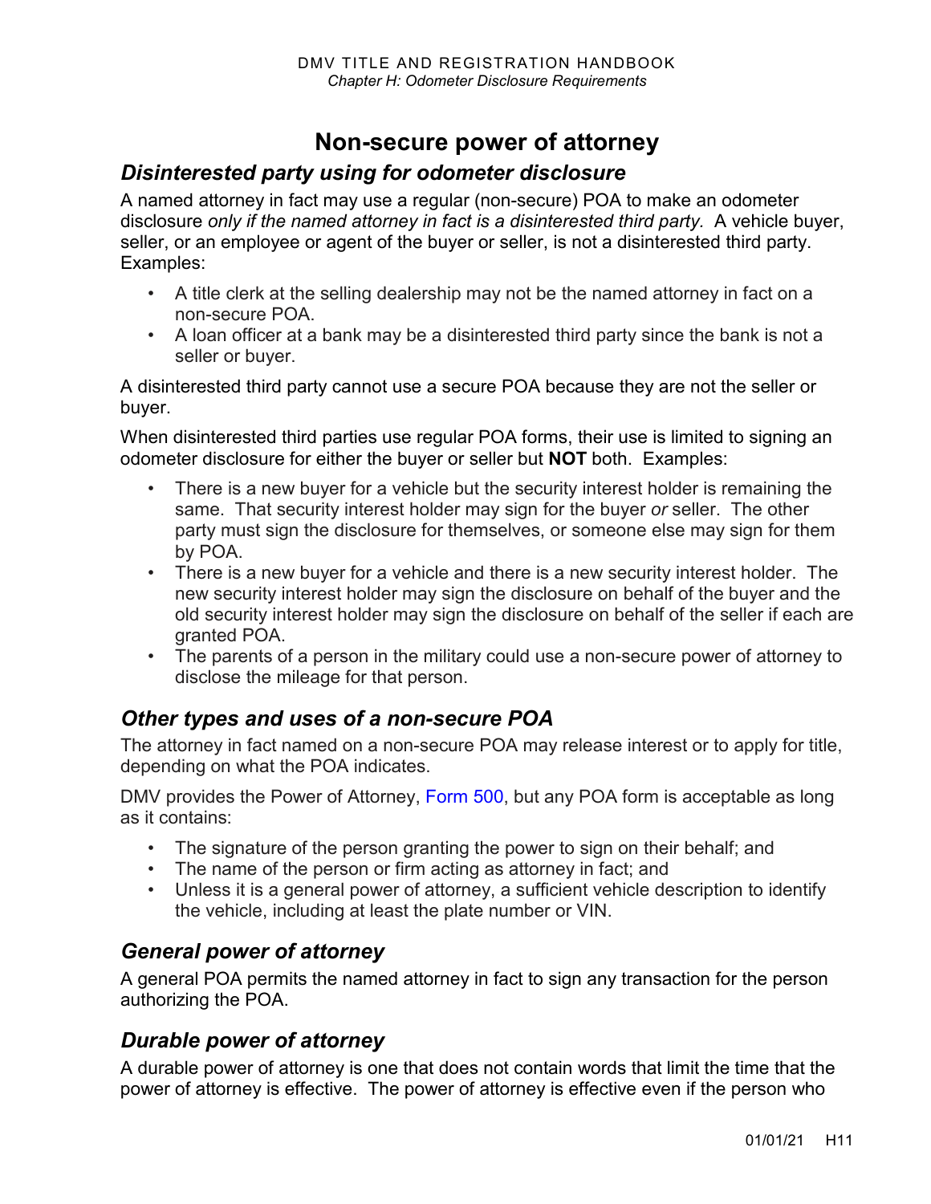# Non-secure power of attorney

## *Disinterested party using for odometer disclosure*

A named attorney in fact may use a regular (non-secure) POA to make an odometer disclosure *only if the named attorney in fact is a disinterested third party.* A vehicle buyer, seller, or an employee or agent of the buyer or seller, is not a disinterested third party. Examples:

- A title clerk at the selling dealership may not be the named attorney in fact on a non-secure POA.
- A loan officer at a bank may be a disinterested third party since the bank is not a seller or buyer.

A disinterested third party cannot use a secure POA because they are not the seller or buyer.

When disinterested third parties use regular POA forms, their use is limited to signing an odometer disclosure for either the buyer or seller but **NOT** both. Examples:

- There is a new buyer for a vehicle but the security interest holder is remaining the same. That security interest holder may sign for the buyer *or* seller. The other party must sign the disclosure for themselves, or someone else may sign for them by POA.
- There is a new buyer for a vehicle and there is a new security interest holder. The new security interest holder may sign the disclosure on behalf of the buyer and the old security interest holder may sign the disclosure on behalf of the seller if each are granted POA.
- The parents of a person in the military could use a non-secure power of attorney to disclose the mileage for that person.

## *Other types and uses of a non-secure POA*

The attorney in fact named on a non-secure POA may release interest or to apply for title, depending on what the POA indicates.

DMV provides the Power of Attorney, Form 500, but any POA form is acceptable as long as it contains:

- The signature of the person granting the power to sign on their behalf; and
- The name of the person or firm acting as attorney in fact; and
- Unless it is a general power of attorney, a sufficient vehicle description to identify the vehicle, including at least the plate number or VIN.

## *General power of attorney*

A general POA permits the named attorney in fact to sign any transaction for the person authorizing the POA.

## *Durable power of attorney*

A durable power of attorney is one that does not contain words that limit the time that the power of attorney is effective. The power of attorney is effective even if the person who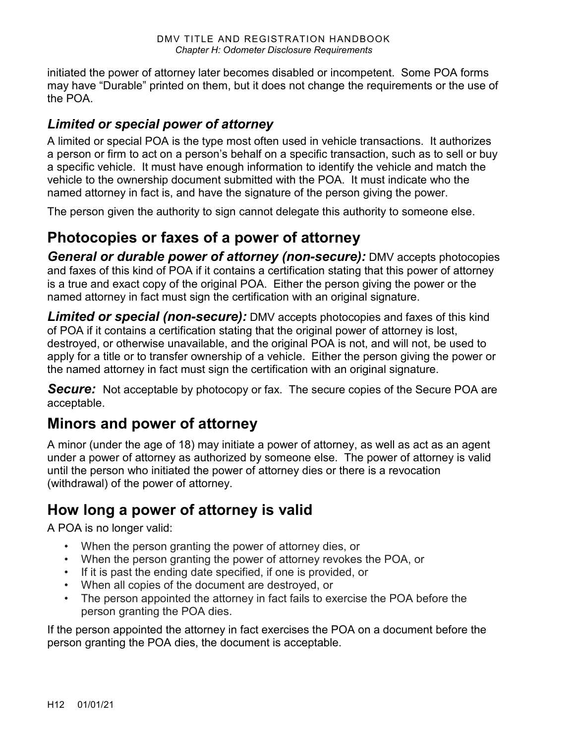initiated the power of attorney later becomes disabled or incompetent. Some POA forms may have "Durable" printed on them, but it does not change the requirements or the use of the POA.

### *Limited or special power of attorney*

A limited or special POA is the type most often used in vehicle transactions. It authorizes a person or firm to act on a person's behalf on a specific transaction, such as to sell or buy a specific vehicle. It must have enough information to identify the vehicle and match the vehicle to the ownership document submitted with the POA. It must indicate who the named attorney in fact is, and have the signature of the person giving the power.

The person given the authority to sign cannot delegate this authority to someone else.

## Photocopies or faxes of a power of attorney

***General or durable power of attorney (non-secure):*** DMV accepts photocopies and faxes of this kind of POA if it contains a certification stating that this power of attorney is a true and exact copy of the original POA. Either the person giving the power or the named attorney in fact must sign the certification with an original signature.

***Limited or special (non-secure):*** DMV accepts photocopies and faxes of this kind of POA if it contains a certification stating that the original power of attorney is lost, destroyed, or otherwise unavailable, and the original POA is not, and will not, be used to apply for a title or to transfer ownership of a vehicle. Either the person giving the power or the named attorney in fact must sign the certification with an original signature.

***Secure:*** Not acceptable by photocopy or fax. The secure copies of the Secure POA are acceptable.

## Minors and power of attorney

A minor (under the age of 18) may initiate a power of attorney, as well as act as an agent under a power of attorney as authorized by someone else. The power of attorney is valid until the person who initiated the power of attorney dies or there is a revocation (withdrawal) of the power of attorney.

## How long a power of attorney is valid

A POA is no longer valid:

- When the person granting the power of attorney dies, or
- When the person granting the power of attorney revokes the POA, or
- If it is past the ending date specified, if one is provided, or
- When all copies of the document are destroyed, or
- The person appointed the attorney in fact fails to exercise the POA before the person granting the POA dies.

If the person appointed the attorney in fact exercises the POA on a document before the person granting the POA dies, the document is acceptable.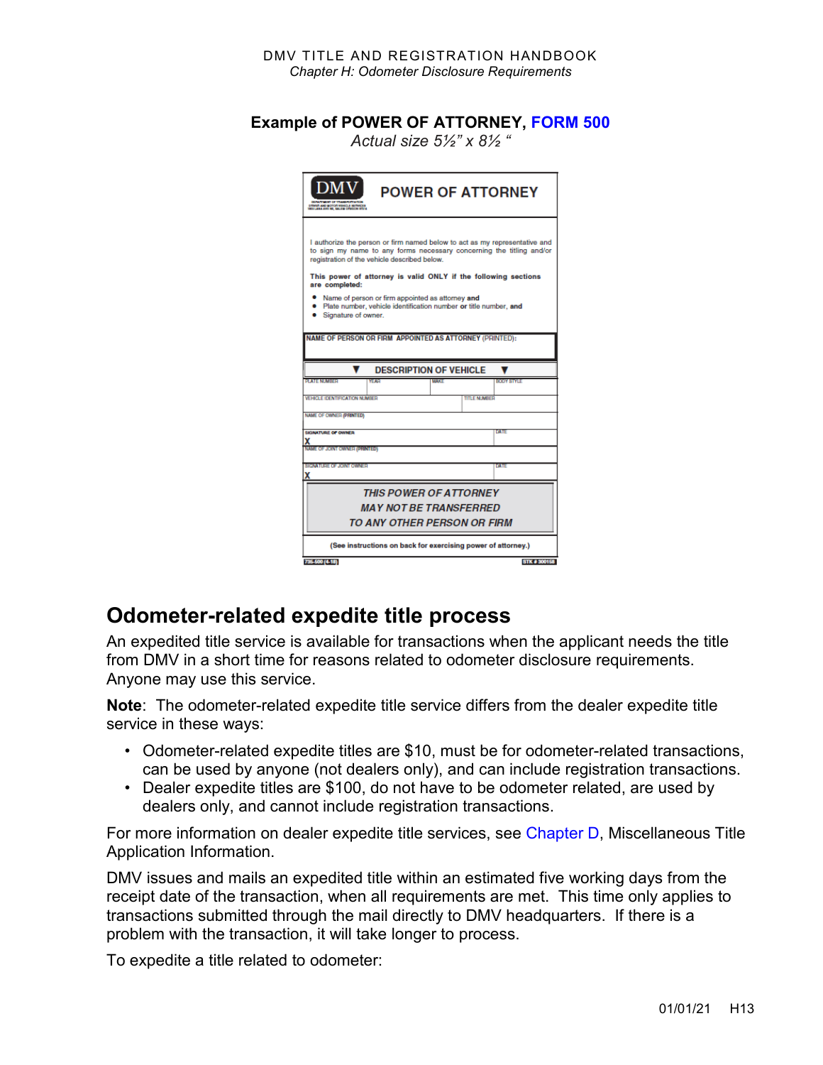### Example of POWER OF ATTORNEY, FORM 500

*Actual size 5½" x 8½ "*

**DMV** — **POWER OF ATTORNEY**

I authorize the person or firm named below to act as my representative and to sign my name to any forms necessary concerning the titling and/or registration of the vehicle described below.

**This power of attorney is valid ONLY if the following sections are completed:**

- Name of person or firm appointed as attorney **and**
- Plate number, vehicle identification number **or** title number, **and**
- Signature of owner.

**NAME OF PERSON OR FIRM APPOINTED AS ATTORNEY** (PRINTED):

**▼ DESCRIPTION OF VEHICLE ▼**

| PLATE NUMBER | YEAR | MAKE | BODY STYLE |
|---|---|---|---|
| VEHICLE IDENTIFICATION NUMBER | | TITLE NUMBER | |
| NAME OF OWNER (PRINTED) | | | |
| SIGNATURE OF OWNER X | | DATE | |
| NAME OF JOINT OWNER (PRINTED) | | | |
| SIGNATURE OF JOINT OWNER X | | DATE | |

***THIS POWER OF ATTORNEY MAY NOT BE TRANSFERRED TO ANY OTHER PERSON OR FIRM***

**(See instructions on back for exercising power of attorney.)**

735-500 (4-18) STK # 300158

## Odometer-related expedite title process

An expedited title service is available for transactions when the applicant needs the title from DMV in a short time for reasons related to odometer disclosure requirements. Anyone may use this service.

**Note**: The odometer-related expedite title service differs from the dealer expedite title service in these ways:

- Odometer-related expedite titles are $10, must be for odometer-related transactions, can be used by anyone (not dealers only), and can include registration transactions.
- Dealer expedite titles are $100, do not have to be odometer related, are used by dealers only, and cannot include registration transactions.

For more information on dealer expedite title services, see Chapter D, Miscellaneous Title Application Information.

DMV issues and mails an expedited title within an estimated five working days from the receipt date of the transaction, when all requirements are met. This time only applies to transactions submitted through the mail directly to DMV headquarters. If there is a problem with the transaction, it will take longer to process.

To expedite a title related to odometer: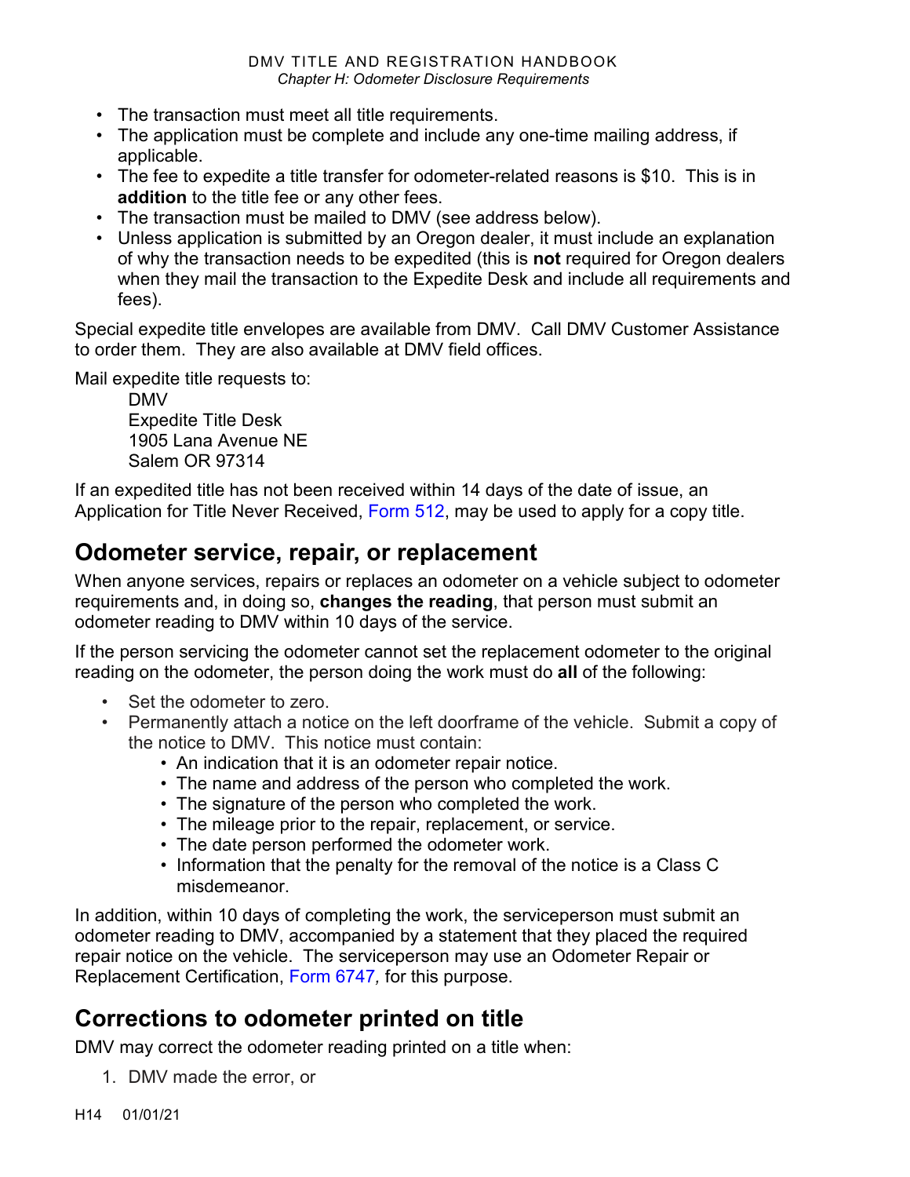- The transaction must meet all title requirements.
- The application must be complete and include any one-time mailing address, if applicable.
- The fee to expedite a title transfer for odometer-related reasons is $10. This is in **addition** to the title fee or any other fees.
- The transaction must be mailed to DMV (see address below).
- Unless application is submitted by an Oregon dealer, it must include an explanation of why the transaction needs to be expedited (this is **not** required for Oregon dealers when they mail the transaction to the Expedite Desk and include all requirements and fees).

Special expedite title envelopes are available from DMV. Call DMV Customer Assistance to order them. They are also available at DMV field offices.

Mail expedite title requests to:

DMV
Expedite Title Desk
1905 Lana Avenue NE
Salem OR 97314

If an expedited title has not been received within 14 days of the date of issue, an Application for Title Never Received, Form 512, may be used to apply for a copy title.

## Odometer service, repair, or replacement

When anyone services, repairs or replaces an odometer on a vehicle subject to odometer requirements and, in doing so, **changes the reading**, that person must submit an odometer reading to DMV within 10 days of the service.

If the person servicing the odometer cannot set the replacement odometer to the original reading on the odometer, the person doing the work must do **all** of the following:

- Set the odometer to zero.
- Permanently attach a notice on the left doorframe of the vehicle. Submit a copy of the notice to DMV. This notice must contain:
  - An indication that it is an odometer repair notice.
  - The name and address of the person who completed the work.
  - The signature of the person who completed the work.
  - The mileage prior to the repair, replacement, or service.
  - The date person performed the odometer work.
  - Information that the penalty for the removal of the notice is a Class C misdemeanor.

In addition, within 10 days of completing the work, the serviceperson must submit an odometer reading to DMV, accompanied by a statement that they placed the required repair notice on the vehicle. The serviceperson may use an Odometer Repair or Replacement Certification, Form 6747*,* for this purpose.

## Corrections to odometer printed on title

DMV may correct the odometer reading printed on a title when:

1. DMV made the error, or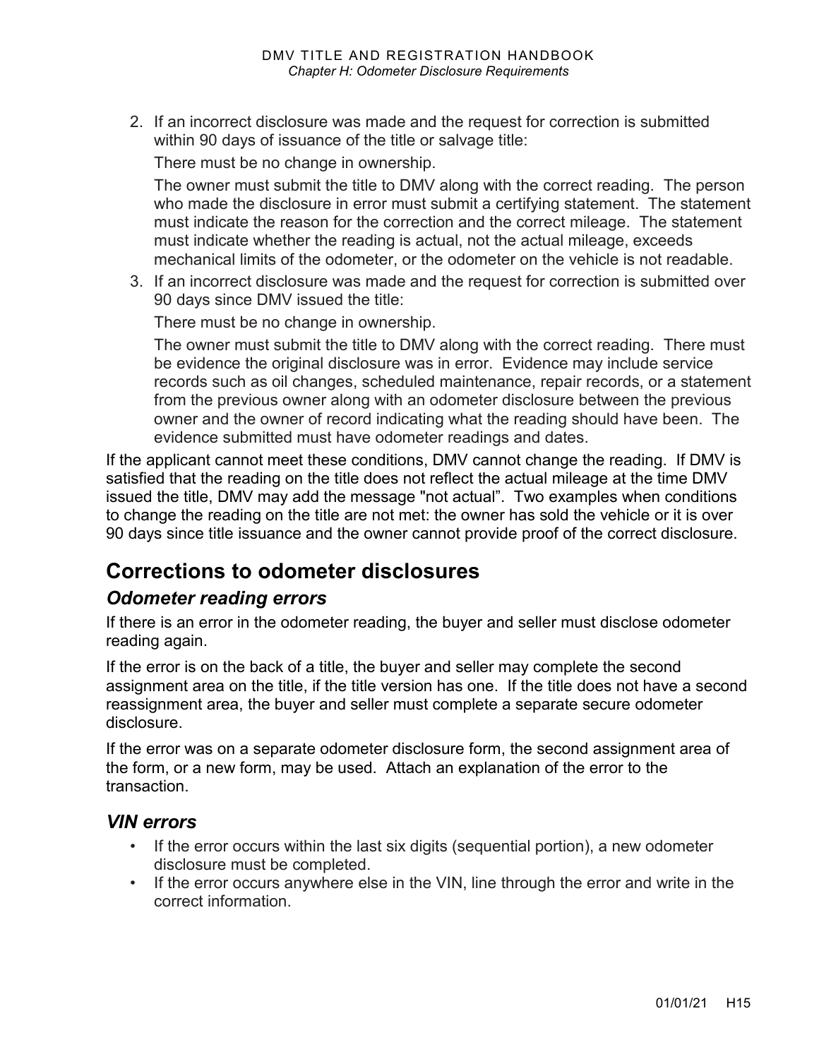2. If an incorrect disclosure was made and the request for correction is submitted within 90 days of issuance of the title or salvage title:

   There must be no change in ownership.

   The owner must submit the title to DMV along with the correct reading. The person who made the disclosure in error must submit a certifying statement. The statement must indicate the reason for the correction and the correct mileage. The statement must indicate whether the reading is actual, not the actual mileage, exceeds mechanical limits of the odometer, or the odometer on the vehicle is not readable.

3. If an incorrect disclosure was made and the request for correction is submitted over 90 days since DMV issued the title:

   There must be no change in ownership.

   The owner must submit the title to DMV along with the correct reading. There must be evidence the original disclosure was in error. Evidence may include service records such as oil changes, scheduled maintenance, repair records, or a statement from the previous owner along with an odometer disclosure between the previous owner and the owner of record indicating what the reading should have been. The evidence submitted must have odometer readings and dates.

If the applicant cannot meet these conditions, DMV cannot change the reading. If DMV is satisfied that the reading on the title does not reflect the actual mileage at the time DMV issued the title, DMV may add the message "not actual". Two examples when conditions to change the reading on the title are not met: the owner has sold the vehicle or it is over 90 days since title issuance and the owner cannot provide proof of the correct disclosure.

## Corrections to odometer disclosures

### *Odometer reading errors*

If there is an error in the odometer reading, the buyer and seller must disclose odometer reading again.

If the error is on the back of a title, the buyer and seller may complete the second assignment area on the title, if the title version has one. If the title does not have a second reassignment area, the buyer and seller must complete a separate secure odometer disclosure.

If the error was on a separate odometer disclosure form, the second assignment area of the form, or a new form, may be used. Attach an explanation of the error to the transaction.

### *VIN errors*

- If the error occurs within the last six digits (sequential portion), a new odometer disclosure must be completed.
- If the error occurs anywhere else in the VIN, line through the error and write in the correct information.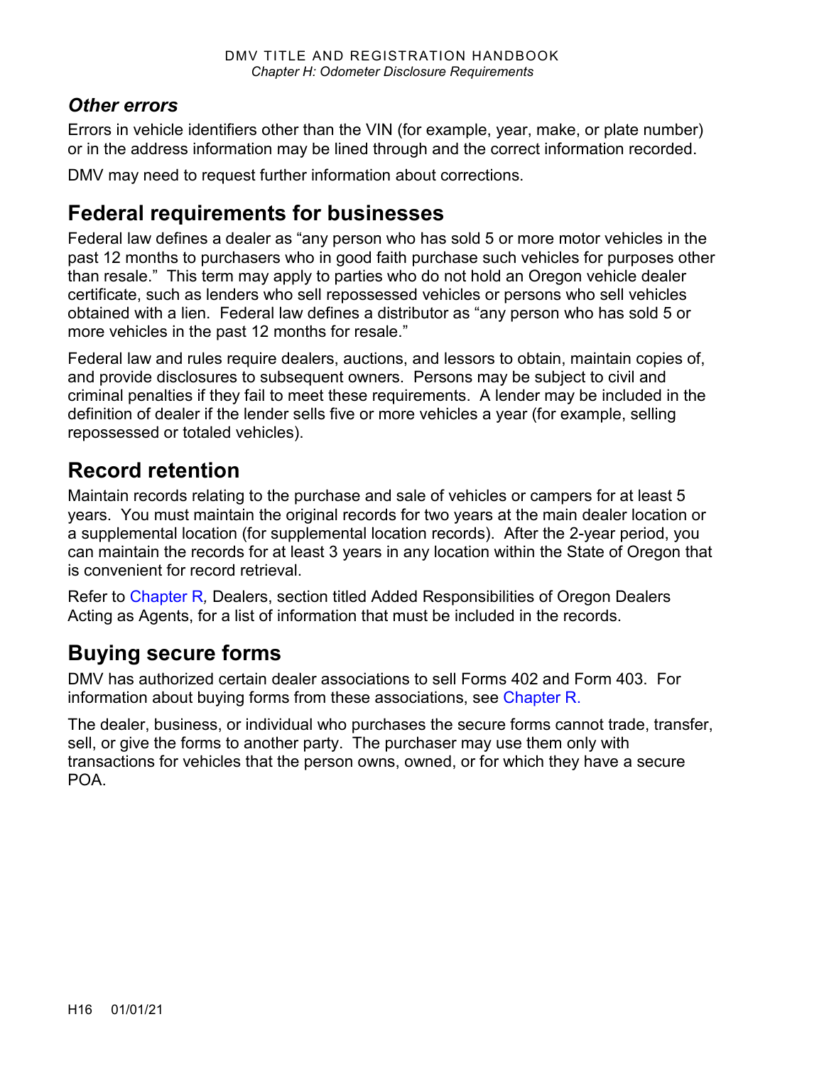### *Other errors*

Errors in vehicle identifiers other than the VIN (for example, year, make, or plate number) or in the address information may be lined through and the correct information recorded.

DMV may need to request further information about corrections.

## Federal requirements for businesses

Federal law defines a dealer as "any person who has sold 5 or more motor vehicles in the past 12 months to purchasers who in good faith purchase such vehicles for purposes other than resale." This term may apply to parties who do not hold an Oregon vehicle dealer certificate, such as lenders who sell repossessed vehicles or persons who sell vehicles obtained with a lien. Federal law defines a distributor as "any person who has sold 5 or more vehicles in the past 12 months for resale."

Federal law and rules require dealers, auctions, and lessors to obtain, maintain copies of, and provide disclosures to subsequent owners. Persons may be subject to civil and criminal penalties if they fail to meet these requirements. A lender may be included in the definition of dealer if the lender sells five or more vehicles a year (for example, selling repossessed or totaled vehicles).

## Record retention

Maintain records relating to the purchase and sale of vehicles or campers for at least 5 years. You must maintain the original records for two years at the main dealer location or a supplemental location (for supplemental location records). After the 2-year period, you can maintain the records for at least 3 years in any location within the State of Oregon that is convenient for record retrieval.

Refer to Chapter R*,* Dealers, section titled Added Responsibilities of Oregon Dealers Acting as Agents, for a list of information that must be included in the records.

## Buying secure forms

DMV has authorized certain dealer associations to sell Forms 402 and Form 403. For information about buying forms from these associations, see Chapter R.

The dealer, business, or individual who purchases the secure forms cannot trade, transfer, sell, or give the forms to another party. The purchaser may use them only with transactions for vehicles that the person owns, owned, or for which they have a secure POA.